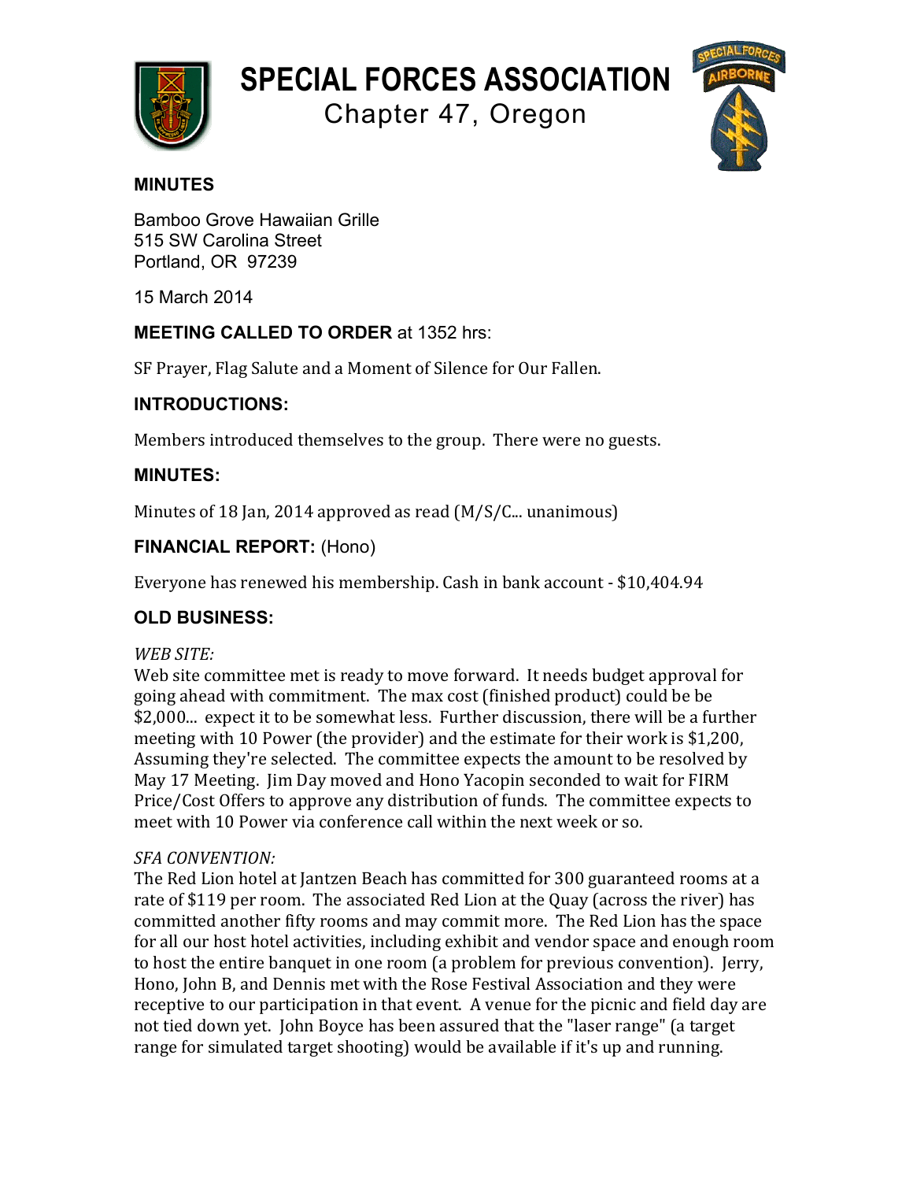# SPECIAL FORCES ASSOCIATION

Chapter 47, Oregon

## MINUTES

Bamboo Grove Hawaiian Grille
515 SW Carolina Street
Portland, OR 97239

15 March 2014

### MEETING CALLED TO ORDER at 1352 hrs:

SF Prayer, Flag Salute and a Moment of Silence for Our Fallen.

### INTRODUCTIONS:

Members introduced themselves to the group. There were no guests.

### MINUTES:

Minutes of 18 Jan, 2014 approved as read (M/S/C... unanimous)

### FINANCIAL REPORT: (Hono)

Everyone has renewed his membership. Cash in bank account - $10,404.94

### OLD BUSINESS:

*WEB SITE:*
Web site committee met is ready to move forward. It needs budget approval for going ahead with commitment. The max cost (finished product) could be be $2,000... expect it to be somewhat less. Further discussion, there will be a further meeting with 10 Power (the provider) and the estimate for their work is $1,200, Assuming they're selected. The committee expects the amount to be resolved by May 17 Meeting. Jim Day moved and Hono Yacopin seconded to wait for FIRM Price/Cost Offers to approve any distribution of funds. The committee expects to meet with 10 Power via conference call within the next week or so.

*SFA CONVENTION:*
The Red Lion hotel at Jantzen Beach has committed for 300 guaranteed rooms at a rate of $119 per room. The associated Red Lion at the Quay (across the river) has committed another fifty rooms and may commit more. The Red Lion has the space for all our host hotel activities, including exhibit and vendor space and enough room to host the entire banquet in one room (a problem for previous convention). Jerry, Hono, John B, and Dennis met with the Rose Festival Association and they were receptive to our participation in that event. A venue for the picnic and field day are not tied down yet. John Boyce has been assured that the "laser range" (a target range for simulated target shooting) would be available if it's up and running.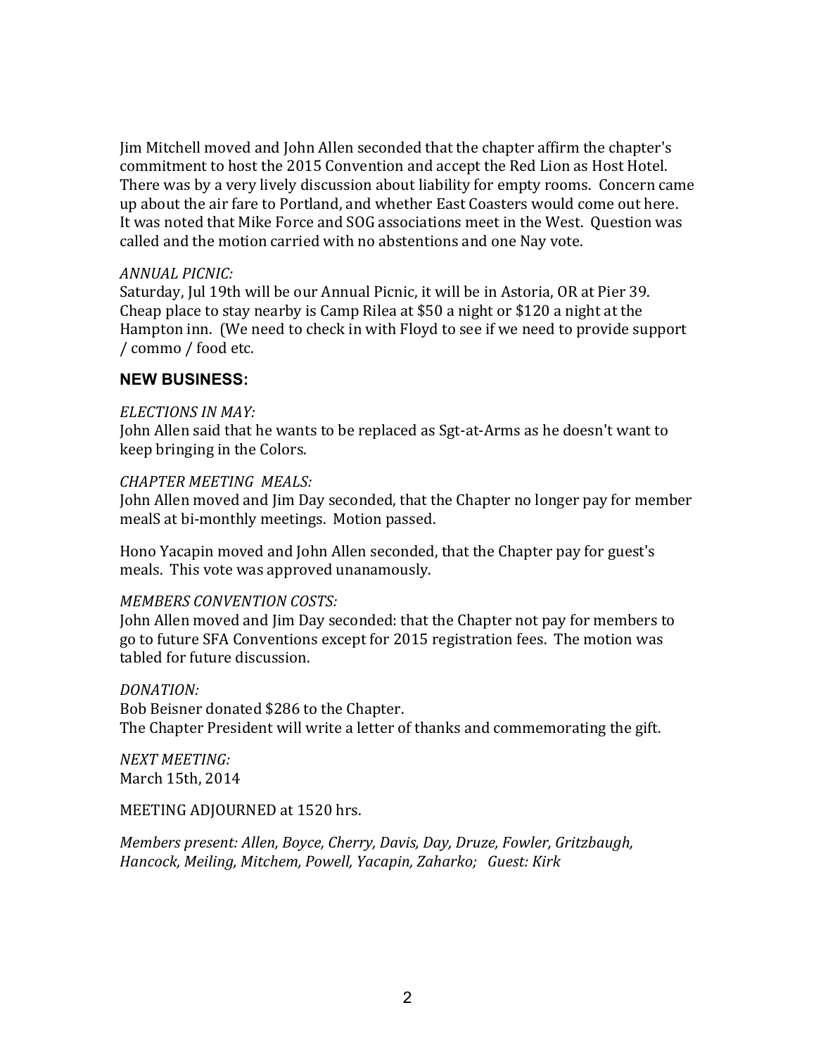Jim Mitchell moved and John Allen seconded that the chapter affirm the chapter's commitment to host the 2015 Convention and accept the Red Lion as Host Hotel. There was by a very lively discussion about liability for empty rooms. Concern came up about the air fare to Portland, and whether East Coasters would come out here. It was noted that Mike Force and SOG associations meet in the West. Question was called and the motion carried with no abstentions and one Nay vote.

*ANNUAL PICNIC:*
Saturday, Jul 19th will be our Annual Picnic, it will be in Astoria, OR at Pier 39. Cheap place to stay nearby is Camp Rilea at $50 a night or $120 a night at the Hampton inn. (We need to check in with Floyd to see if we need to provide support / commo / food etc.

## NEW BUSINESS:

*ELECTIONS IN MAY:*
John Allen said that he wants to be replaced as Sgt-at-Arms as he doesn't want to keep bringing in the Colors.

*CHAPTER MEETING MEALS:*
John Allen moved and Jim Day seconded, that the Chapter no longer pay for member mealS at bi-monthly meetings. Motion passed.

Hono Yacapin moved and John Allen seconded, that the Chapter pay for guest's meals. This vote was approved unanamously.

*MEMBERS CONVENTION COSTS:*
John Allen moved and Jim Day seconded: that the Chapter not pay for members to go to future SFA Conventions except for 2015 registration fees. The motion was tabled for future discussion.

*DONATION:*
Bob Beisner donated $286 to the Chapter.
The Chapter President will write a letter of thanks and commemorating the gift.

*NEXT MEETING:*
March 15th, 2014

MEETING ADJOURNED at 1520 hrs.

*Members present: Allen, Boyce, Cherry, Davis, Day, Druze, Fowler, Gritzbaugh, Hancock, Meiling, Mitchem, Powell, Yacapin, Zaharko; Guest: Kirk*